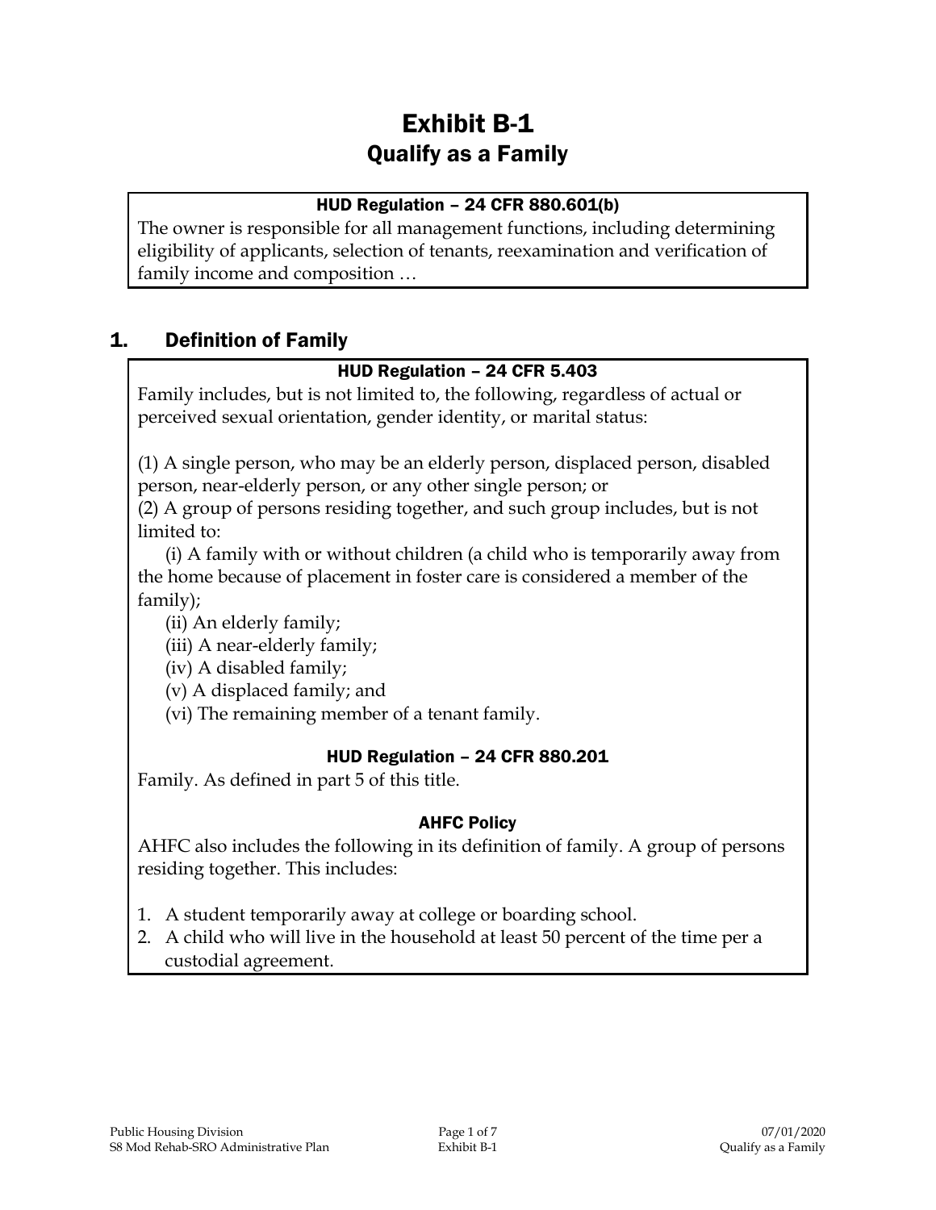# Exhibit B-1
## Qualify as a Family

**HUD Regulation – 24 CFR 880.601(b)**

The owner is responsible for all management functions, including determining eligibility of applicants, selection of tenants, reexamination and verification of family income and composition …

## 1. Definition of Family

**HUD Regulation – 24 CFR 5.403**

Family includes, but is not limited to, the following, regardless of actual or perceived sexual orientation, gender identity, or marital status:

(1) A single person, who may be an elderly person, displaced person, disabled person, near-elderly person, or any other single person; or

(2) A group of persons residing together, and such group includes, but is not limited to:

(i) A family with or without children (a child who is temporarily away from the home because of placement in foster care is considered a member of the family);

(ii) An elderly family;

(iii) A near-elderly family;

(iv) A disabled family;

(v) A displaced family; and

(vi) The remaining member of a tenant family.

**HUD Regulation – 24 CFR 880.201**

Family. As defined in part 5 of this title.

**AHFC Policy**

AHFC also includes the following in its definition of family. A group of persons residing together. This includes:

1. A student temporarily away at college or boarding school.
2. A child who will live in the household at least 50 percent of the time per a custodial agreement.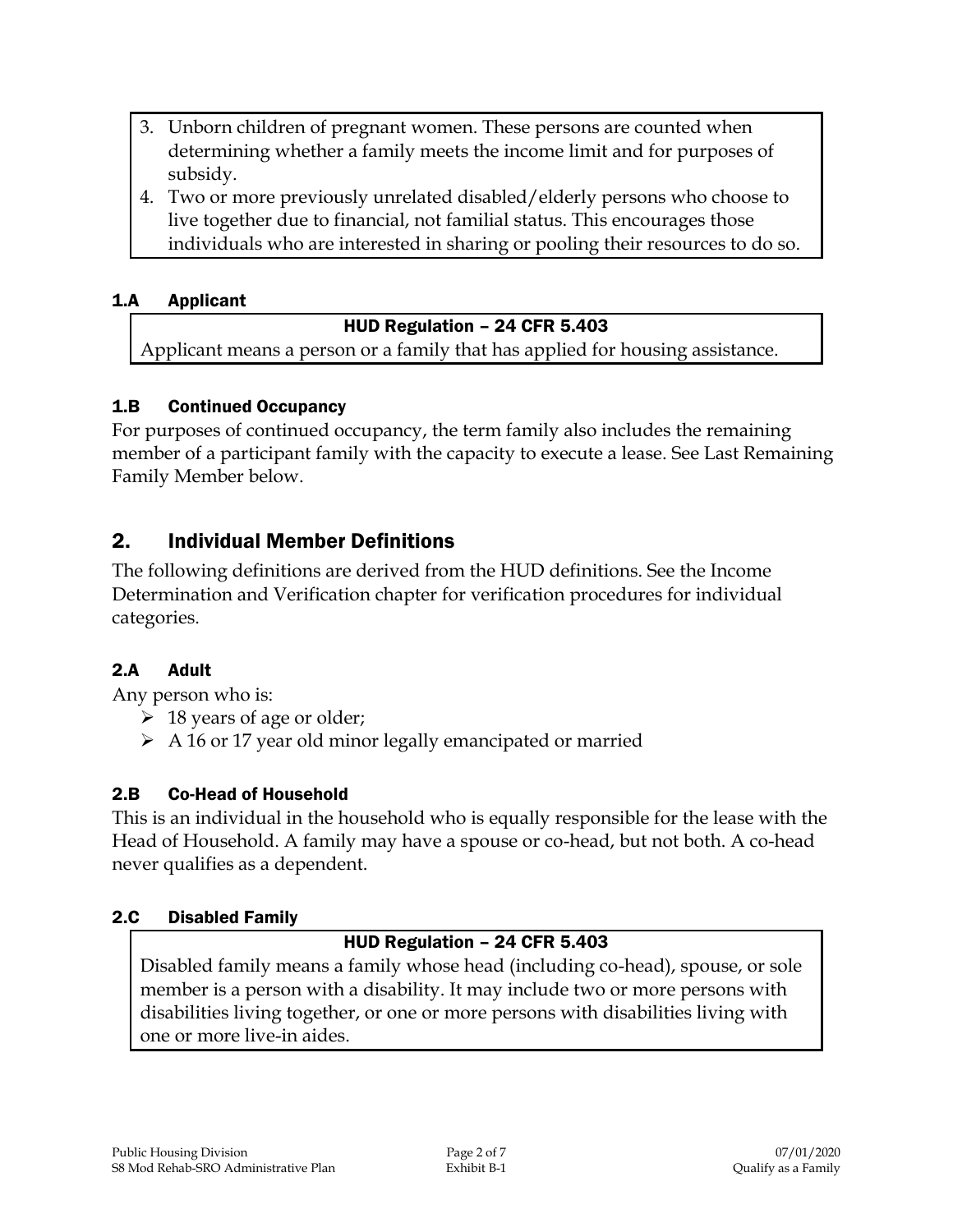3. Unborn children of pregnant women. These persons are counted when determining whether a family meets the income limit and for purposes of subsidy.
4. Two or more previously unrelated disabled/elderly persons who choose to live together due to financial, not familial status. This encourages those individuals who are interested in sharing or pooling their resources to do so.

### 1.A Applicant

**HUD Regulation – 24 CFR 5.403**

Applicant means a person or a family that has applied for housing assistance.

### 1.B Continued Occupancy

For purposes of continued occupancy, the term family also includes the remaining member of a participant family with the capacity to execute a lease. See Last Remaining Family Member below.

## 2. Individual Member Definitions

The following definitions are derived from the HUD definitions. See the Income Determination and Verification chapter for verification procedures for individual categories.

### 2.A Adult

Any person who is:

- 18 years of age or older;
- A 16 or 17 year old minor legally emancipated or married

### 2.B Co-Head of Household

This is an individual in the household who is equally responsible for the lease with the Head of Household. A family may have a spouse or co-head, but not both. A co-head never qualifies as a dependent.

### 2.C Disabled Family

**HUD Regulation – 24 CFR 5.403**

Disabled family means a family whose head (including co-head), spouse, or sole member is a person with a disability. It may include two or more persons with disabilities living together, or one or more persons with disabilities living with one or more live-in aides.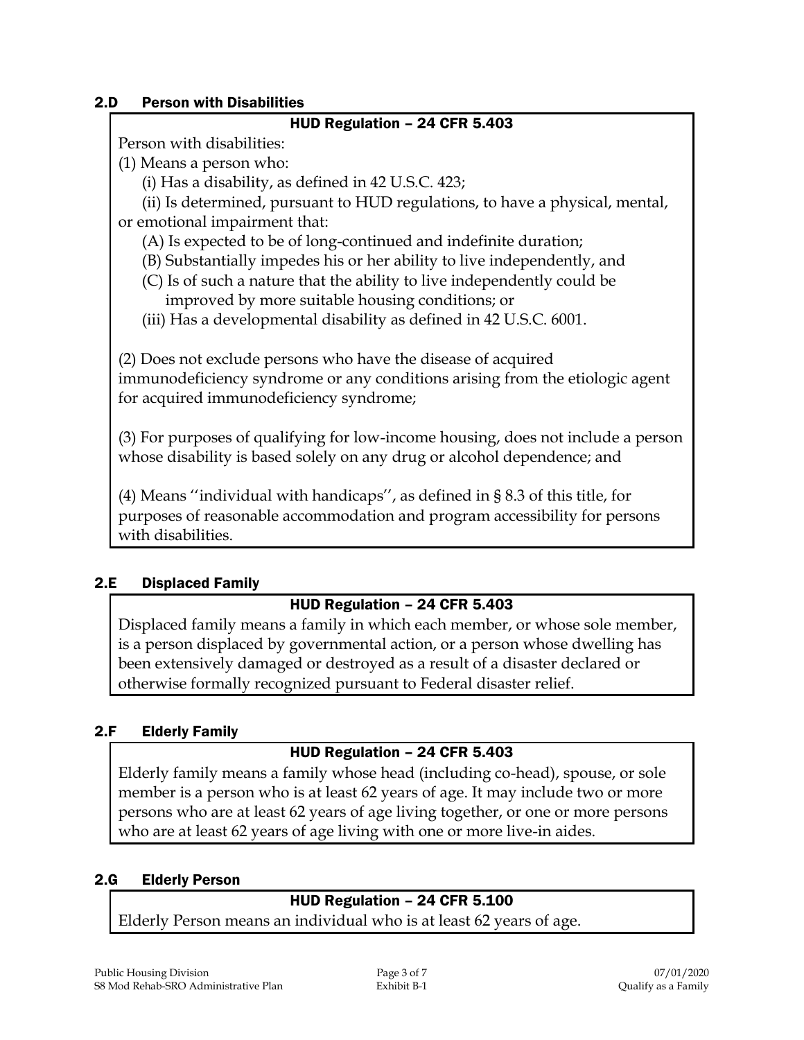## 2.D Person with Disabilities

**HUD Regulation – 24 CFR 5.403**

Person with disabilities:

(1) Means a person who:

(i) Has a disability, as defined in 42 U.S.C. 423;

(ii) Is determined, pursuant to HUD regulations, to have a physical, mental, or emotional impairment that:

(A) Is expected to be of long-continued and indefinite duration;

(B) Substantially impedes his or her ability to live independently, and

(C) Is of such a nature that the ability to live independently could be improved by more suitable housing conditions; or

(iii) Has a developmental disability as defined in 42 U.S.C. 6001.

(2) Does not exclude persons who have the disease of acquired immunodeficiency syndrome or any conditions arising from the etiologic agent for acquired immunodeficiency syndrome;

(3) For purposes of qualifying for low-income housing, does not include a person whose disability is based solely on any drug or alcohol dependence; and

(4) Means ''individual with handicaps'', as defined in § 8.3 of this title, for purposes of reasonable accommodation and program accessibility for persons with disabilities.

## 2.E Displaced Family

**HUD Regulation – 24 CFR 5.403**

Displaced family means a family in which each member, or whose sole member, is a person displaced by governmental action, or a person whose dwelling has been extensively damaged or destroyed as a result of a disaster declared or otherwise formally recognized pursuant to Federal disaster relief.

## 2.F Elderly Family

**HUD Regulation – 24 CFR 5.403**

Elderly family means a family whose head (including co-head), spouse, or sole member is a person who is at least 62 years of age. It may include two or more persons who are at least 62 years of age living together, or one or more persons who are at least 62 years of age living with one or more live-in aides.

## 2.G Elderly Person

**HUD Regulation – 24 CFR 5.100**

Elderly Person means an individual who is at least 62 years of age.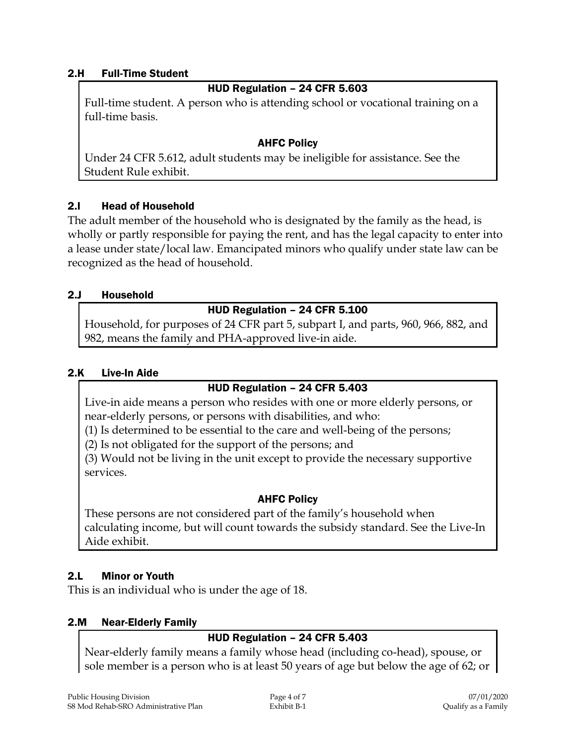## 2.H Full-Time Student

**HUD Regulation – 24 CFR 5.603**

Full-time student. A person who is attending school or vocational training on a full-time basis.

**AHFC Policy**

Under 24 CFR 5.612, adult students may be ineligible for assistance. See the Student Rule exhibit.

## 2.I Head of Household

The adult member of the household who is designated by the family as the head, is wholly or partly responsible for paying the rent, and has the legal capacity to enter into a lease under state/local law. Emancipated minors who qualify under state law can be recognized as the head of household.

## 2.J Household

**HUD Regulation – 24 CFR 5.100**

Household, for purposes of 24 CFR part 5, subpart I, and parts, 960, 966, 882, and 982, means the family and PHA-approved live-in aide.

## 2.K Live-In Aide

**HUD Regulation – 24 CFR 5.403**

Live-in aide means a person who resides with one or more elderly persons, or near-elderly persons, or persons with disabilities, and who:

(1) Is determined to be essential to the care and well-being of the persons;

(2) Is not obligated for the support of the persons; and

(3) Would not be living in the unit except to provide the necessary supportive services.

**AHFC Policy**

These persons are not considered part of the family's household when calculating income, but will count towards the subsidy standard. See the Live-In Aide exhibit.

## 2.L Minor or Youth

This is an individual who is under the age of 18.

## 2.M Near-Elderly Family

**HUD Regulation – 24 CFR 5.403**

Near-elderly family means a family whose head (including co-head), spouse, or sole member is a person who is at least 50 years of age but below the age of 62; or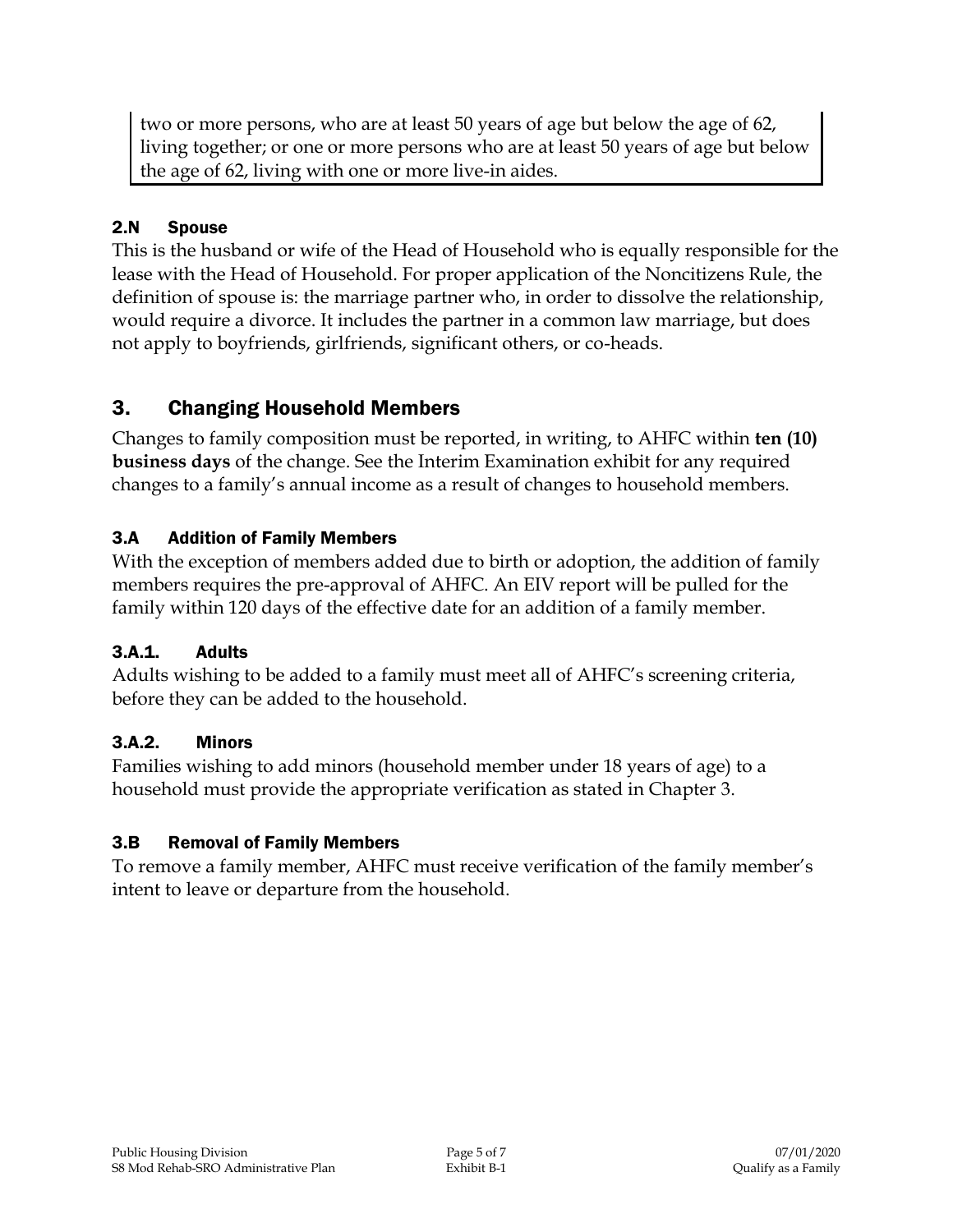two or more persons, who are at least 50 years of age but below the age of 62, living together; or one or more persons who are at least 50 years of age but below the age of 62, living with one or more live-in aides.

### 2.N Spouse

This is the husband or wife of the Head of Household who is equally responsible for the lease with the Head of Household. For proper application of the Noncitizens Rule, the definition of spouse is: the marriage partner who, in order to dissolve the relationship, would require a divorce. It includes the partner in a common law marriage, but does not apply to boyfriends, girlfriends, significant others, or co-heads.

## 3. Changing Household Members

Changes to family composition must be reported, in writing, to AHFC within **ten (10) business days** of the change. See the Interim Examination exhibit for any required changes to a family's annual income as a result of changes to household members.

### 3.A Addition of Family Members

With the exception of members added due to birth or adoption, the addition of family members requires the pre-approval of AHFC. An EIV report will be pulled for the family within 120 days of the effective date for an addition of a family member.

#### 3.A.1. Adults

Adults wishing to be added to a family must meet all of AHFC's screening criteria, before they can be added to the household.

#### 3.A.2. Minors

Families wishing to add minors (household member under 18 years of age) to a household must provide the appropriate verification as stated in Chapter 3.

### 3.B Removal of Family Members

To remove a family member, AHFC must receive verification of the family member's intent to leave or departure from the household.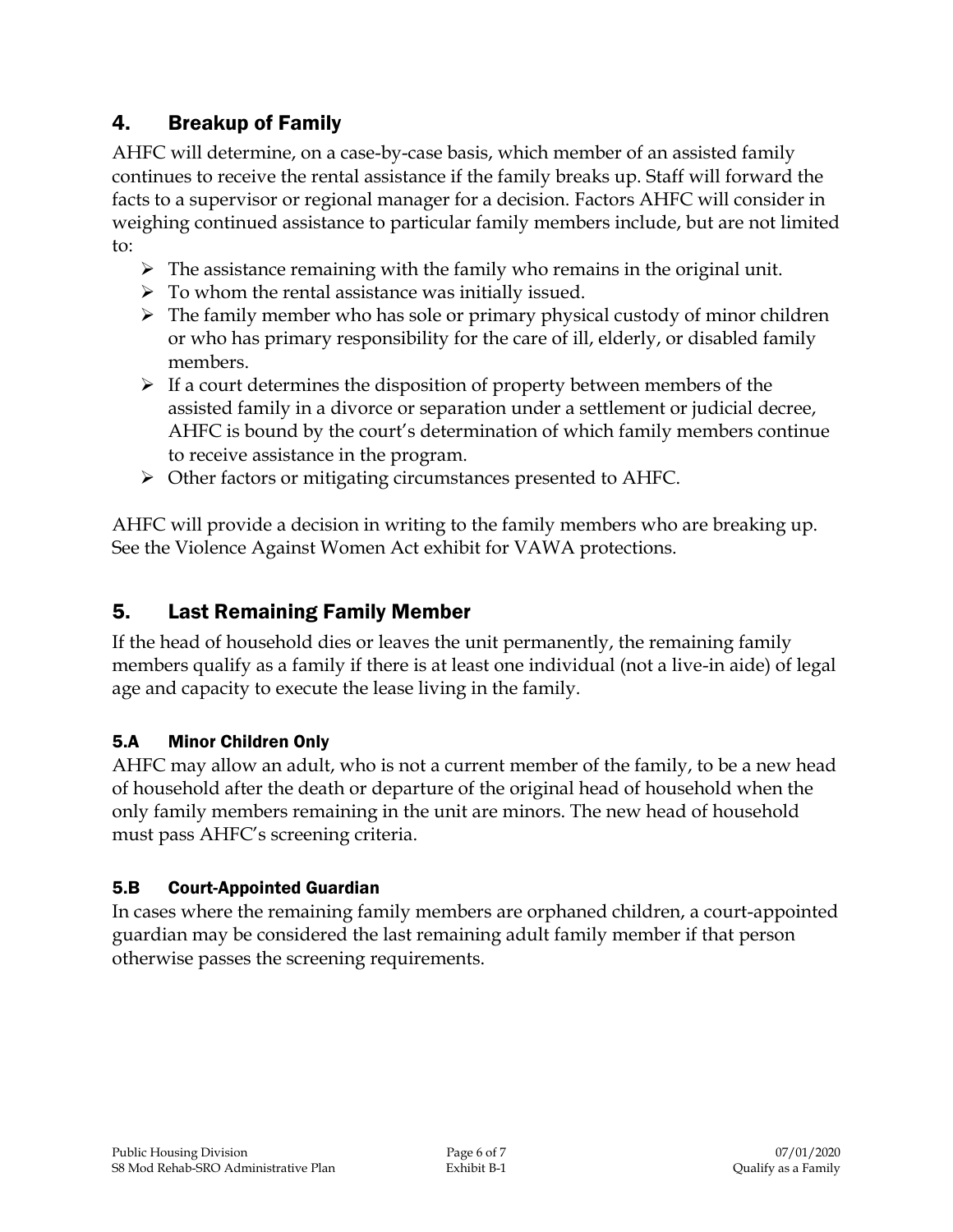## 4. Breakup of Family

AHFC will determine, on a case-by-case basis, which member of an assisted family continues to receive the rental assistance if the family breaks up. Staff will forward the facts to a supervisor or regional manager for a decision. Factors AHFC will consider in weighing continued assistance to particular family members include, but are not limited to:

- The assistance remaining with the family who remains in the original unit.
- To whom the rental assistance was initially issued.
- The family member who has sole or primary physical custody of minor children or who has primary responsibility for the care of ill, elderly, or disabled family members.
- If a court determines the disposition of property between members of the assisted family in a divorce or separation under a settlement or judicial decree, AHFC is bound by the court's determination of which family members continue to receive assistance in the program.
- Other factors or mitigating circumstances presented to AHFC.

AHFC will provide a decision in writing to the family members who are breaking up. See the Violence Against Women Act exhibit for VAWA protections.

## 5. Last Remaining Family Member

If the head of household dies or leaves the unit permanently, the remaining family members qualify as a family if there is at least one individual (not a live-in aide) of legal age and capacity to execute the lease living in the family.

### 5.A Minor Children Only

AHFC may allow an adult, who is not a current member of the family, to be a new head of household after the death or departure of the original head of household when the only family members remaining in the unit are minors. The new head of household must pass AHFC's screening criteria.

### 5.B Court-Appointed Guardian

In cases where the remaining family members are orphaned children, a court-appointed guardian may be considered the last remaining adult family member if that person otherwise passes the screening requirements.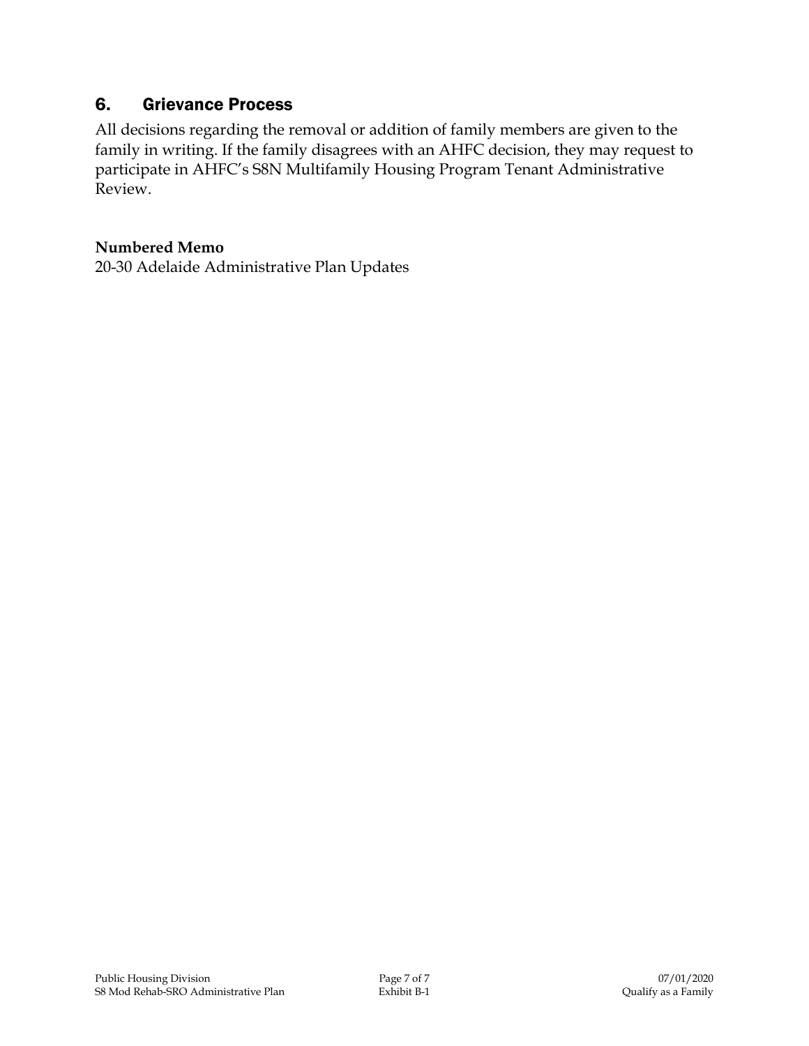## 6. Grievance Process

All decisions regarding the removal or addition of family members are given to the family in writing. If the family disagrees with an AHFC decision, they may request to participate in AHFC's S8N Multifamily Housing Program Tenant Administrative Review.

**Numbered Memo**

20-30 Adelaide Administrative Plan Updates